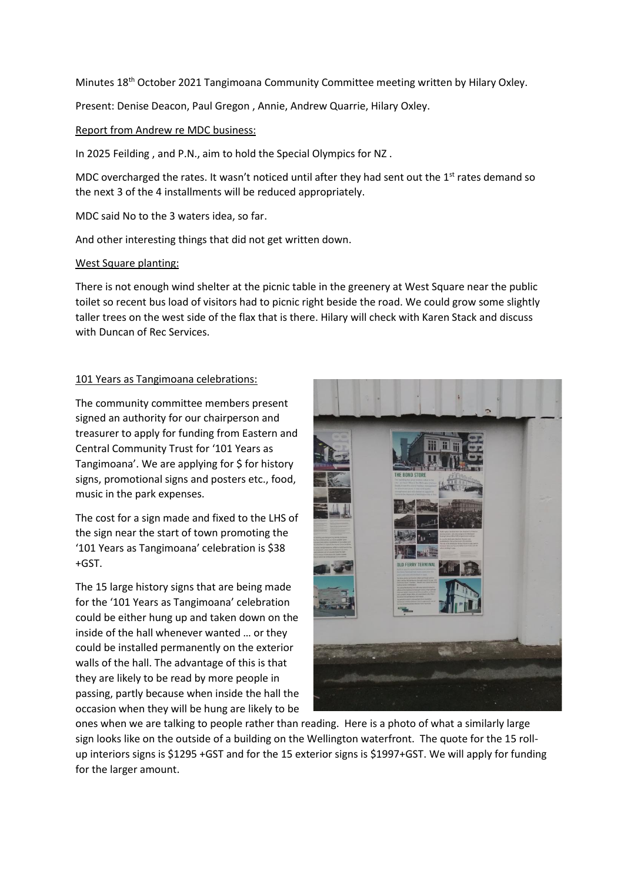Minutes 18th October 2021 Tangimoana Community Committee meeting written by Hilary Oxley.

Present: Denise Deacon, Paul Gregon , Annie, Andrew Quarrie, Hilary Oxley.

<u>Report from Andrew re MDC business:</u>

In 2025 Feilding , and P.N., aim to hold the Special Olympics for NZ .

MDC overcharged the rates. It wasn't noticed until after they had sent out the 1st rates demand so the next 3 of the 4 installments will be reduced appropriately.

MDC said No to the 3 waters idea, so far.

And other interesting things that did not get written down.

<u>West Square planting:</u>

There is not enough wind shelter at the picnic table in the greenery at West Square near the public toilet so recent bus load of visitors had to picnic right beside the road. We could grow some slightly taller trees on the west side of the flax that is there. Hilary will check with Karen Stack and discuss with Duncan of Rec Services.

<u>101 Years as Tangimoana celebrations:</u>

The community committee members present signed an authority for our chairperson and treasurer to apply for funding from Eastern and Central Community Trust for '101 Years as Tangimoana'. We are applying for $ for history signs, promotional signs and posters etc., food, music in the park expenses.

The cost for a sign made and fixed to the LHS of the sign near the start of town promoting the '101 Years as Tangimoana' celebration is $38 +GST.

The 15 large history signs that are being made for the '101 Years as Tangimoana' celebration could be either hung up and taken down on the inside of the hall whenever wanted … or they could be installed permanently on the exterior walls of the hall. The advantage of this is that they are likely to be read by more people in passing, partly because when inside the hall the occasion when they will be hung are likely to be ones when we are talking to people rather than reading. Here is a photo of what a similarly large sign looks like on the outside of a building on the Wellington waterfront. The quote for the 15 roll-up interiors signs is $1295 +GST and for the 15 exterior signs is $1997+GST. We will apply for funding for the larger amount.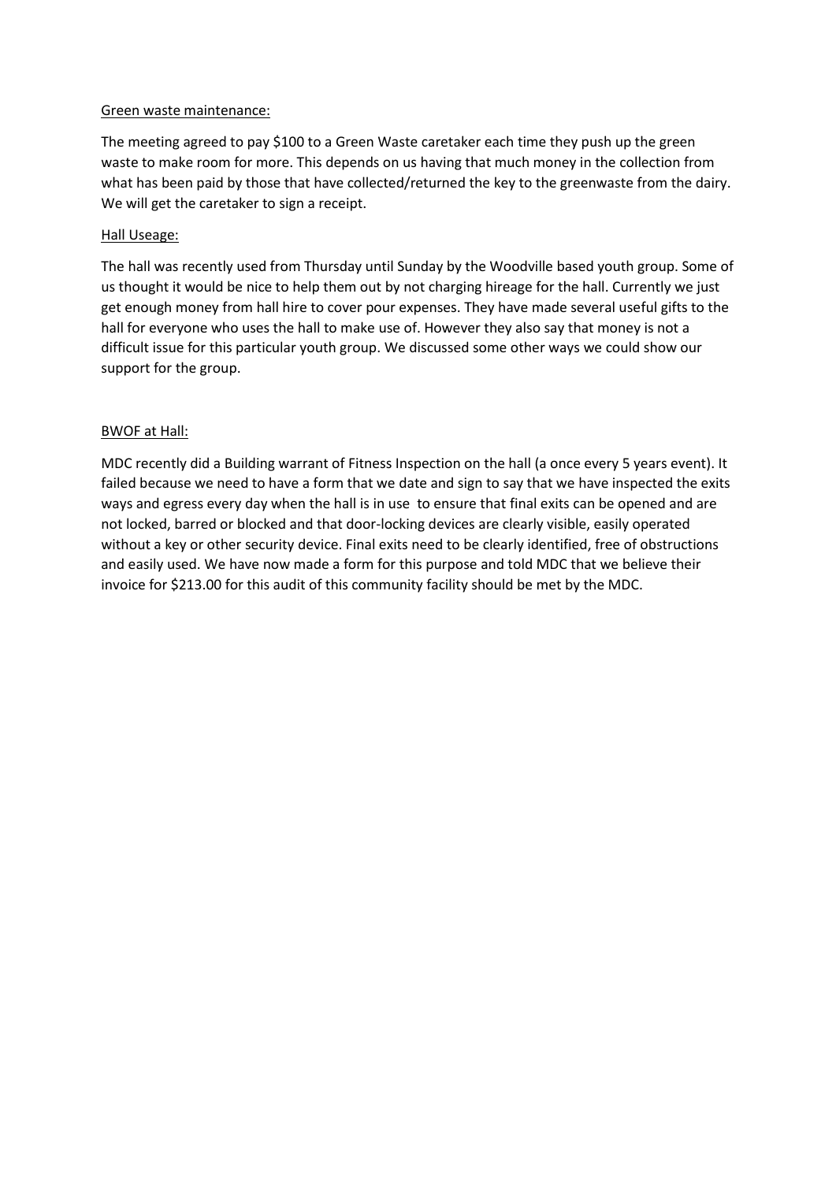Green waste maintenance:

The meeting agreed to pay $100 to a Green Waste caretaker each time they push up the green waste to make room for more. This depends on us having that much money in the collection from what has been paid by those that have collected/returned the key to the greenwaste from the dairy. We will get the caretaker to sign a receipt.

Hall Useage:

The hall was recently used from Thursday until Sunday by the Woodville based youth group. Some of us thought it would be nice to help them out by not charging hireage for the hall. Currently we just get enough money from hall hire to cover pour expenses. They have made several useful gifts to the hall for everyone who uses the hall to make use of. However they also say that money is not a difficult issue for this particular youth group. We discussed some other ways we could show our support for the group.

BWOF at Hall:

MDC recently did a Building warrant of Fitness Inspection on the hall (a once every 5 years event). It failed because we need to have a form that we date and sign to say that we have inspected the exits ways and egress every day when the hall is in use to ensure that final exits can be opened and are not locked, barred or blocked and that door-locking devices are clearly visible, easily operated without a key or other security device. Final exits need to be clearly identified, free of obstructions and easily used. We have now made a form for this purpose and told MDC that we believe their invoice for $213.00 for this audit of this community facility should be met by the MDC.